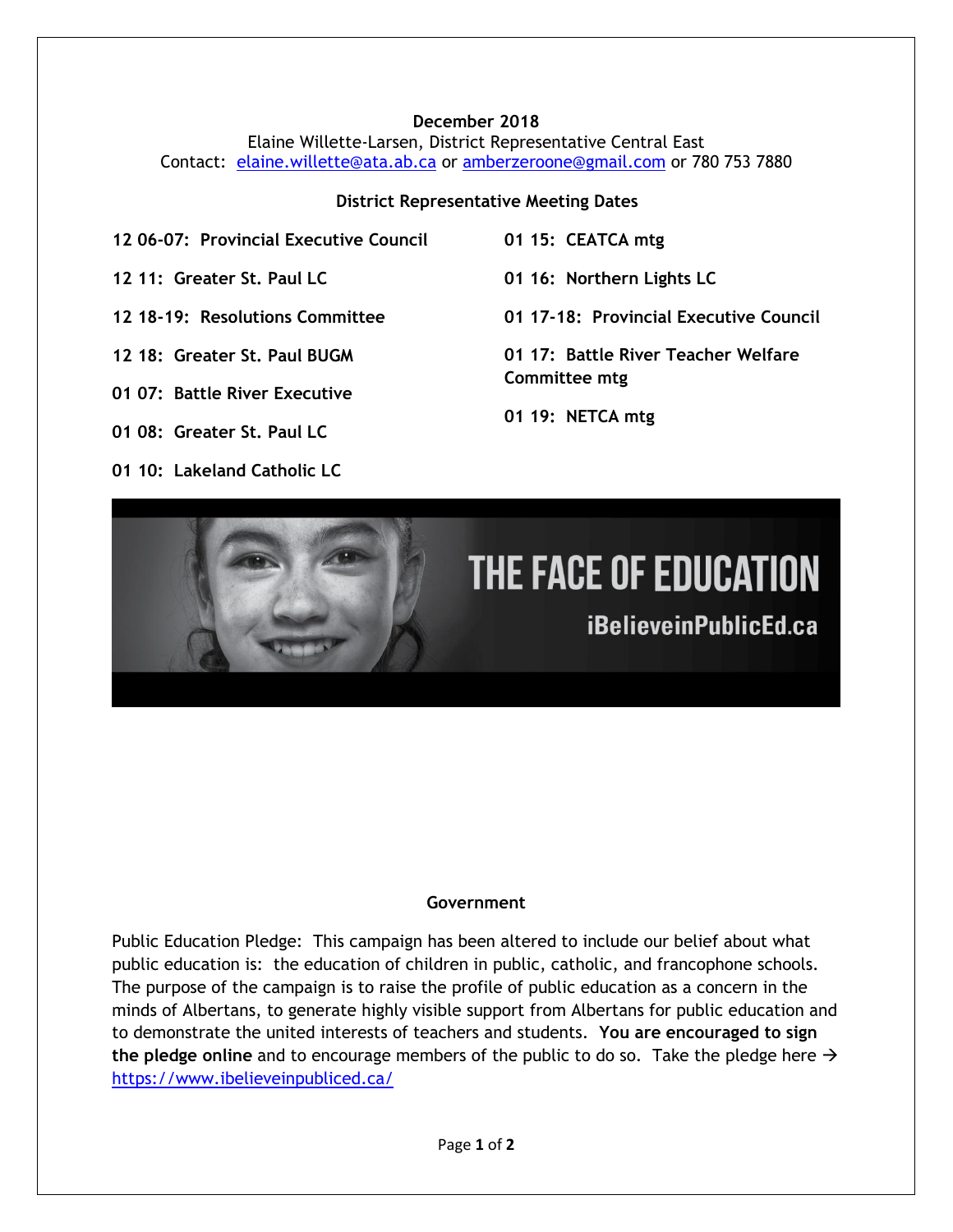**December 2018**

Elaine Willette-Larsen, District Representative Central East

Contact: elaine.willette@ata.ab.ca or amberzeroone@gmail.com or 780 753 7880

**District Representative Meeting Dates**

**12 06-07: Provincial Executive Council**

**12 11: Greater St. Paul LC**

**12 18-19: Resolutions Committee**

**12 18: Greater St. Paul BUGM**

**01 07: Battle River Executive**

**01 08: Greater St. Paul LC**

**01 10: Lakeland Catholic LC**

**01 15: CEATCA mtg**

**01 16: Northern Lights LC**

**01 17-18: Provincial Executive Council**

**01 17: Battle River Teacher Welfare Committee mtg**

**01 19: NETCA mtg**

THE FACE OF EDUCATION

iBelieveinPublicEd.ca

**Government**

Public Education Pledge: This campaign has been altered to include our belief about what public education is: the education of children in public, catholic, and francophone schools. The purpose of the campaign is to raise the profile of public education as a concern in the minds of Albertans, to generate highly visible support from Albertans for public education and to demonstrate the united interests of teachers and students. **You are encouraged to sign the pledge online** and to encourage members of the public to do so. Take the pledge here → https://www.ibelieveinpubliced.ca/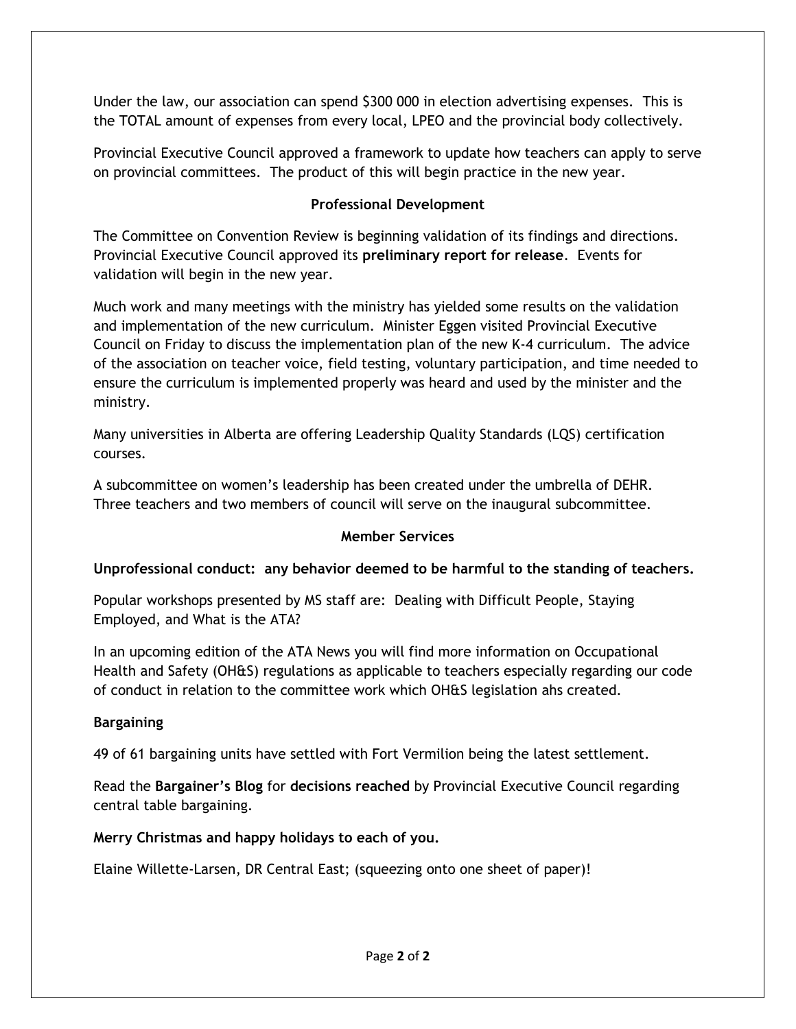Under the law, our association can spend $300 000 in election advertising expenses. This is the TOTAL amount of expenses from every local, LPEO and the provincial body collectively.

Provincial Executive Council approved a framework to update how teachers can apply to serve on provincial committees. The product of this will begin practice in the new year.

## Professional Development

The Committee on Convention Review is beginning validation of its findings and directions. Provincial Executive Council approved its **preliminary report for release**. Events for validation will begin in the new year.

Much work and many meetings with the ministry has yielded some results on the validation and implementation of the new curriculum. Minister Eggen visited Provincial Executive Council on Friday to discuss the implementation plan of the new K-4 curriculum. The advice of the association on teacher voice, field testing, voluntary participation, and time needed to ensure the curriculum is implemented properly was heard and used by the minister and the ministry.

Many universities in Alberta are offering Leadership Quality Standards (LQS) certification courses.

A subcommittee on women's leadership has been created under the umbrella of DEHR. Three teachers and two members of council will serve on the inaugural subcommittee.

## Member Services

**Unprofessional conduct: any behavior deemed to be harmful to the standing of teachers.**

Popular workshops presented by MS staff are: Dealing with Difficult People, Staying Employed, and What is the ATA?

In an upcoming edition of the ATA News you will find more information on Occupational Health and Safety (OH&S) regulations as applicable to teachers especially regarding our code of conduct in relation to the committee work which OH&S legislation ahs created.

## Bargaining

49 of 61 bargaining units have settled with Fort Vermilion being the latest settlement.

Read the **Bargainer's Blog** for **decisions reached** by Provincial Executive Council regarding central table bargaining.

**Merry Christmas and happy holidays to each of you.**

Elaine Willette-Larsen, DR Central East; (squeezing onto one sheet of paper)!